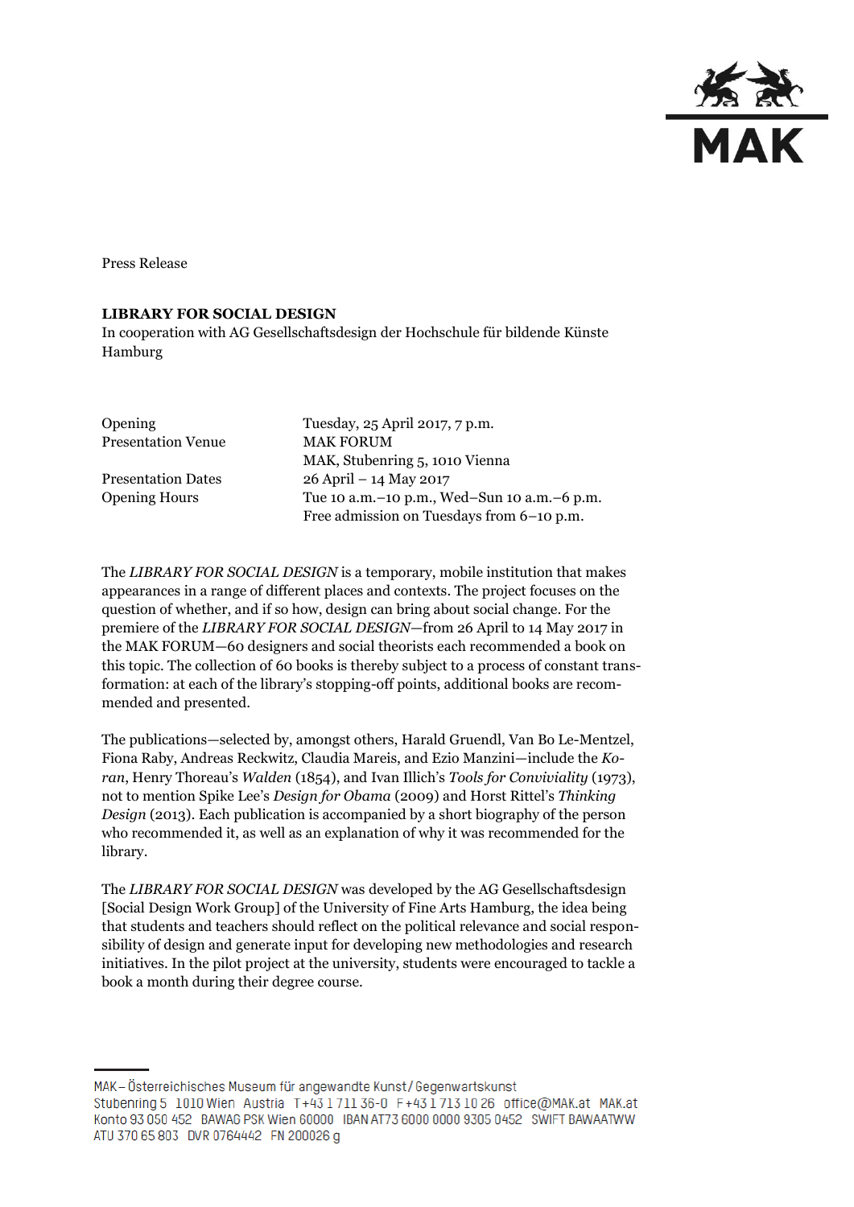Press Release

**LIBRARY FOR SOCIAL DESIGN**
In cooperation with AG Gesellschaftsdesign der Hochschule für bildende Künste Hamburg

| | |
|---|---|
| Opening | Tuesday, 25 April 2017, 7 p.m. |
| Presentation Venue | MAK FORUM<br>MAK, Stubenring 5, 1010 Vienna |
| Presentation Dates | 26 April – 14 May 2017 |
| Opening Hours | Tue 10 a.m.–10 p.m., Wed–Sun 10 a.m.–6 p.m.<br>Free admission on Tuesdays from 6–10 p.m. |

The *LIBRARY FOR SOCIAL DESIGN* is a temporary, mobile institution that makes appearances in a range of different places and contexts. The project focuses on the question of whether, and if so how, design can bring about social change. For the premiere of the *LIBRARY FOR SOCIAL DESIGN*—from 26 April to 14 May 2017 in the MAK FORUM—60 designers and social theorists each recommended a book on this topic. The collection of 60 books is thereby subject to a process of constant transformation: at each of the library's stopping-off points, additional books are recommended and presented.

The publications—selected by, amongst others, Harald Gruendl, Van Bo Le-Mentzel, Fiona Raby, Andreas Reckwitz, Claudia Mareis, and Ezio Manzini—include the *Koran*, Henry Thoreau's *Walden* (1854), and Ivan Illich's *Tools for Conviviality* (1973), not to mention Spike Lee's *Design for Obama* (2009) and Horst Rittel's *Thinking Design* (2013). Each publication is accompanied by a short biography of the person who recommended it, as well as an explanation of why it was recommended for the library.

The *LIBRARY FOR SOCIAL DESIGN* was developed by the AG Gesellschaftsdesign [Social Design Work Group] of the University of Fine Arts Hamburg, the idea being that students and teachers should reflect on the political relevance and social responsibility of design and generate input for developing new methodologies and research initiatives. In the pilot project at the university, students were encouraged to tackle a book a month during their degree course.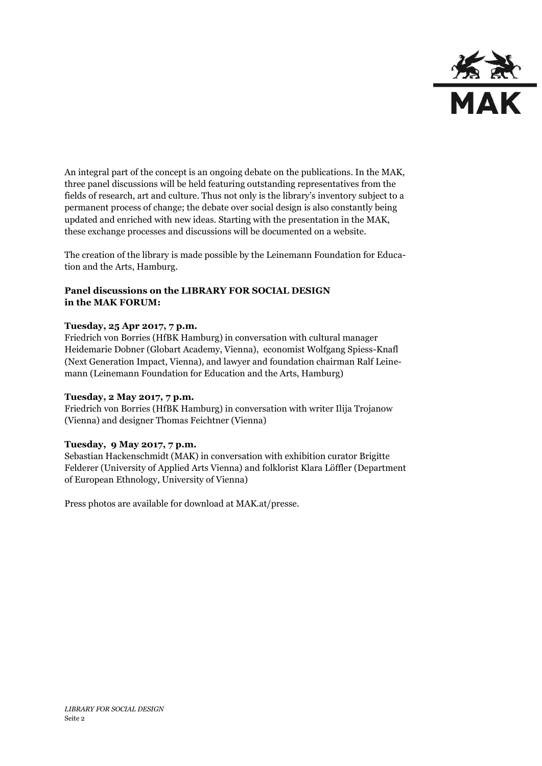An integral part of the concept is an ongoing debate on the publications. In the MAK, three panel discussions will be held featuring outstanding representatives from the fields of research, art and culture. Thus not only is the library's inventory subject to a permanent process of change; the debate over social design is also constantly being updated and enriched with new ideas. Starting with the presentation in the MAK, these exchange processes and discussions will be documented on a website.

The creation of the library is made possible by the Leinemann Foundation for Education and the Arts, Hamburg.

**Panel discussions on the LIBRARY FOR SOCIAL DESIGN in the MAK FORUM:**

**Tuesday, 25 Apr 2017, 7 p.m.**
Friedrich von Borries (HfBK Hamburg) in conversation with cultural manager Heidemarie Dobner (Globart Academy, Vienna), economist Wolfgang Spiess-Knafl (Next Generation Impact, Vienna), and lawyer and foundation chairman Ralf Leinemann (Leinemann Foundation for Education and the Arts, Hamburg)

**Tuesday, 2 May 2017, 7 p.m.**
Friedrich von Borries (HfBK Hamburg) in conversation with writer Ilija Trojanow (Vienna) and designer Thomas Feichtner (Vienna)

**Tuesday, 9 May 2017, 7 p.m.**
Sebastian Hackenschmidt (MAK) in conversation with exhibition curator Brigitte Felderer (University of Applied Arts Vienna) and folklorist Klara Löffler (Department of European Ethnology, University of Vienna)

Press photos are available for download at MAK.at/presse.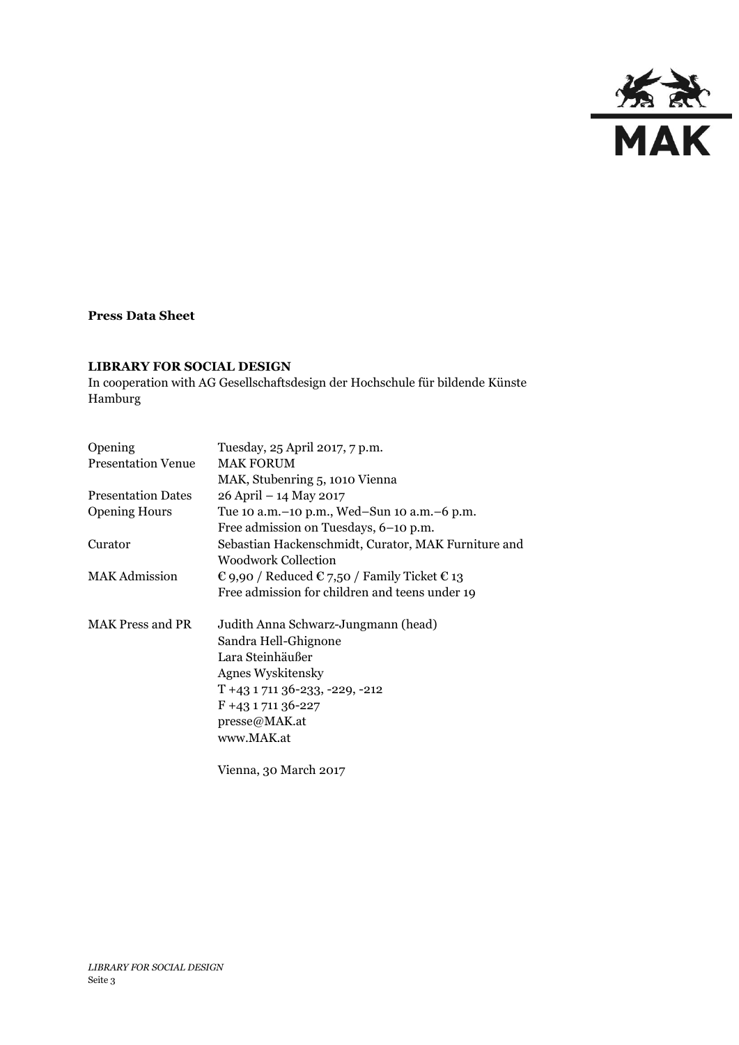**Press Data Sheet**

**LIBRARY FOR SOCIAL DESIGN**
In cooperation with AG Gesellschaftsdesign der Hochschule für bildende Künste Hamburg

| | |
|---|---|
| Opening | Tuesday, 25 April 2017, 7 p.m. |
| Presentation Venue | MAK FORUM<br>MAK, Stubenring 5, 1010 Vienna |
| Presentation Dates | 26 April – 14 May 2017 |
| Opening Hours | Tue 10 a.m.–10 p.m., Wed–Sun 10 a.m.–6 p.m.<br>Free admission on Tuesdays, 6–10 p.m. |
| Curator | Sebastian Hackenschmidt, Curator, MAK Furniture and Woodwork Collection |
| MAK Admission | € 9,90 / Reduced € 7,50 / Family Ticket € 13<br>Free admission for children and teens under 19 |
| MAK Press and PR | Judith Anna Schwarz-Jungmann (head)<br>Sandra Hell-Ghignone<br>Lara Steinhäußer<br>Agnes Wyskitensky<br>T +43 1 711 36-233, -229, -212<br>F +43 1 711 36-227<br>presse@MAK.at<br>www.MAK.at |

Vienna, 30 March 2017